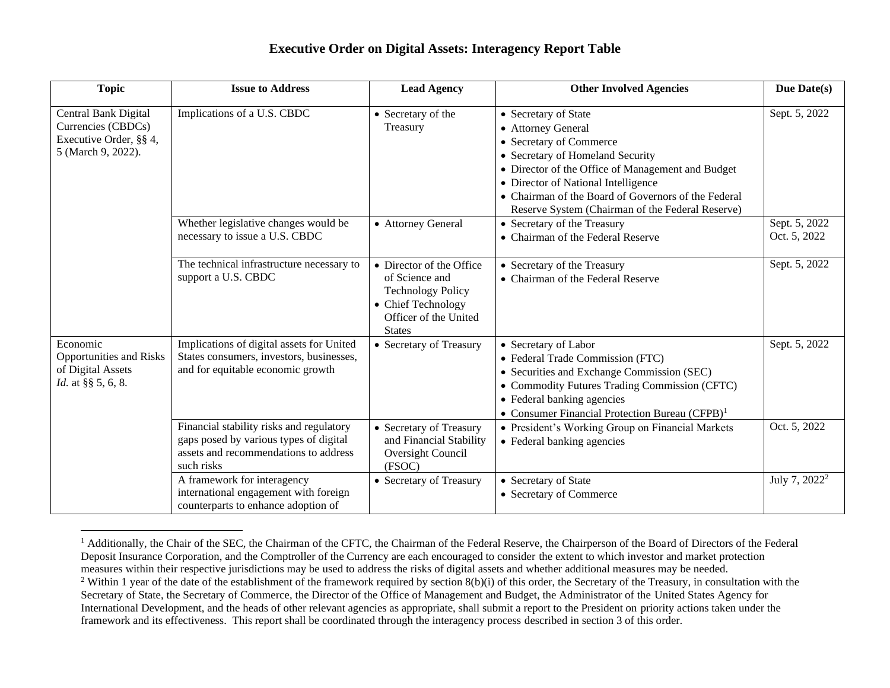# Executive Order on Digital Assets: Interagency Report Table

| Topic | Issue to Address | Lead Agency | Other Involved Agencies | Due Date(s) |
|---|---|---|---|---|
| Central Bank Digital Currencies (CBDCs) Executive Order, §§ 4, 5 (March 9, 2022). | Implications of a U.S. CBDC | • Secretary of the Treasury | • Secretary of State<br>• Attorney General<br>• Secretary of Commerce<br>• Secretary of Homeland Security<br>• Director of the Office of Management and Budget<br>• Director of National Intelligence<br>• Chairman of the Board of Governors of the Federal Reserve System (Chairman of the Federal Reserve) | Sept. 5, 2022 |
| | Whether legislative changes would be necessary to issue a U.S. CBDC | • Attorney General | • Secretary of the Treasury<br>• Chairman of the Federal Reserve | Sept. 5, 2022<br>Oct. 5, 2022 |
| | The technical infrastructure necessary to support a U.S. CBDC | • Director of the Office of Science and Technology Policy<br>• Chief Technology Officer of the United States | • Secretary of the Treasury<br>• Chairman of the Federal Reserve | Sept. 5, 2022 |
| Economic Opportunities and Risks of Digital Assets *Id.* at §§ 5, 6, 8. | Implications of digital assets for United States consumers, investors, businesses, and for equitable economic growth | • Secretary of Treasury | • Secretary of Labor<br>• Federal Trade Commission (FTC)<br>• Securities and Exchange Commission (SEC)<br>• Commodity Futures Trading Commission (CFTC)<br>• Federal banking agencies<br>• Consumer Financial Protection Bureau (CFPB)[1] | Sept. 5, 2022 |
| | Financial stability risks and regulatory gaps posed by various types of digital assets and recommendations to address such risks | • Secretary of Treasury and Financial Stability Oversight Council (FSOC) | • President's Working Group on Financial Markets<br>• Federal banking agencies | Oct. 5, 2022 |
| | A framework for interagency international engagement with foreign counterparts to enhance adoption of | • Secretary of Treasury | • Secretary of State<br>• Secretary of Commerce | July 7, 2022[2] |

[1] Additionally, the Chair of the SEC, the Chairman of the CFTC, the Chairman of the Federal Reserve, the Chairperson of the Board of Directors of the Federal Deposit Insurance Corporation, and the Comptroller of the Currency are each encouraged to consider the extent to which investor and market protection measures within their respective jurisdictions may be used to address the risks of digital assets and whether additional measures may be needed.

[2] Within 1 year of the date of the establishment of the framework required by section 8(b)(i) of this order, the Secretary of the Treasury, in consultation with the Secretary of State, the Secretary of Commerce, the Director of the Office of Management and Budget, the Administrator of the United States Agency for International Development, and the heads of other relevant agencies as appropriate, shall submit a report to the President on priority actions taken under the framework and its effectiveness. This report shall be coordinated through the interagency process described in section 3 of this order.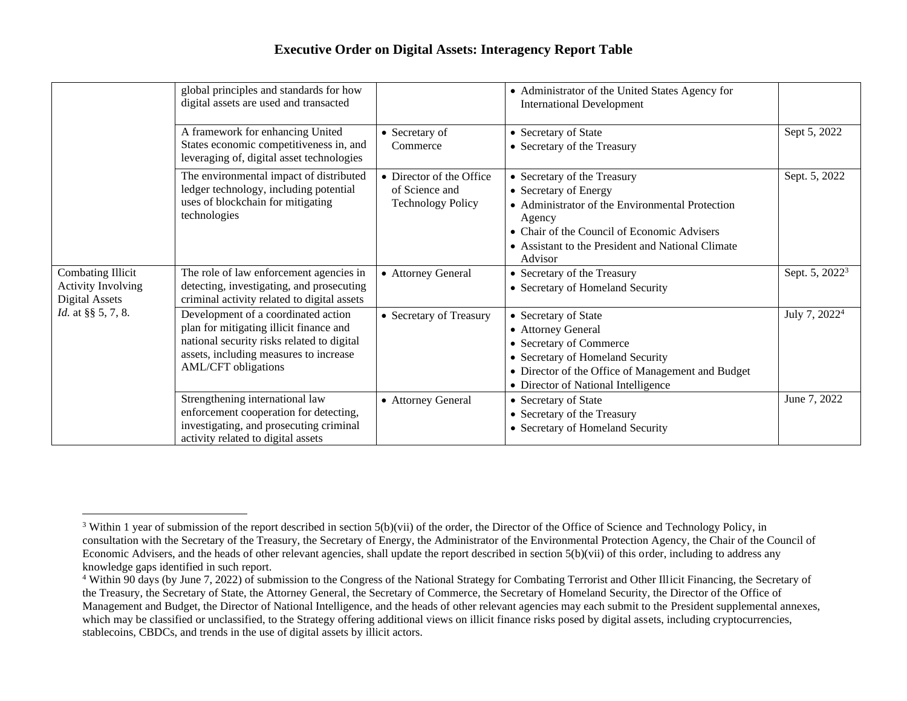# Executive Order on Digital Assets: Interagency Report Table

| | | | | |
|---|---|---|---|---|
| | global principles and standards for how digital assets are used and transacted | | • Administrator of the United States Agency for International Development | |
| | A framework for enhancing United States economic competitiveness in, and leveraging of, digital asset technologies | • Secretary of Commerce | • Secretary of State<br>• Secretary of the Treasury | Sept 5, 2022 |
| | The environmental impact of distributed ledger technology, including potential uses of blockchain for mitigating technologies | • Director of the Office of Science and Technology Policy | • Secretary of the Treasury<br>• Secretary of Energy<br>• Administrator of the Environmental Protection Agency<br>• Chair of the Council of Economic Advisers<br>• Assistant to the President and National Climate Advisor | Sept. 5, 2022 |
| Combating Illicit Activity Involving Digital Assets<br>*Id.* at §§ 5, 7, 8. | The role of law enforcement agencies in detecting, investigating, and prosecuting criminal activity related to digital assets | • Attorney General | • Secretary of the Treasury<br>• Secretary of Homeland Security | Sept. 5, 2022[3] |
| | Development of a coordinated action plan for mitigating illicit finance and national security risks related to digital assets, including measures to increase AML/CFT obligations | • Secretary of Treasury | • Secretary of State<br>• Attorney General<br>• Secretary of Commerce<br>• Secretary of Homeland Security<br>• Director of the Office of Management and Budget<br>• Director of National Intelligence | July 7, 2022[4] |
| | Strengthening international law enforcement cooperation for detecting, investigating, and prosecuting criminal activity related to digital assets | • Attorney General | • Secretary of State<br>• Secretary of the Treasury<br>• Secretary of Homeland Security | June 7, 2022 |

[3] Within 1 year of submission of the report described in section 5(b)(vii) of the order, the Director of the Office of Science and Technology Policy, in consultation with the Secretary of the Treasury, the Secretary of Energy, the Administrator of the Environmental Protection Agency, the Chair of the Council of Economic Advisers, and the heads of other relevant agencies, shall update the report described in section 5(b)(vii) of this order, including to address any knowledge gaps identified in such report.

[4] Within 90 days (by June 7, 2022) of submission to the Congress of the National Strategy for Combating Terrorist and Other Illicit Financing, the Secretary of the Treasury, the Secretary of State, the Attorney General, the Secretary of Commerce, the Secretary of Homeland Security, the Director of the Office of Management and Budget, the Director of National Intelligence, and the heads of other relevant agencies may each submit to the President supplemental annexes, which may be classified or unclassified, to the Strategy offering additional views on illicit finance risks posed by digital assets, including cryptocurrencies, stablecoins, CBDCs, and trends in the use of digital assets by illicit actors.